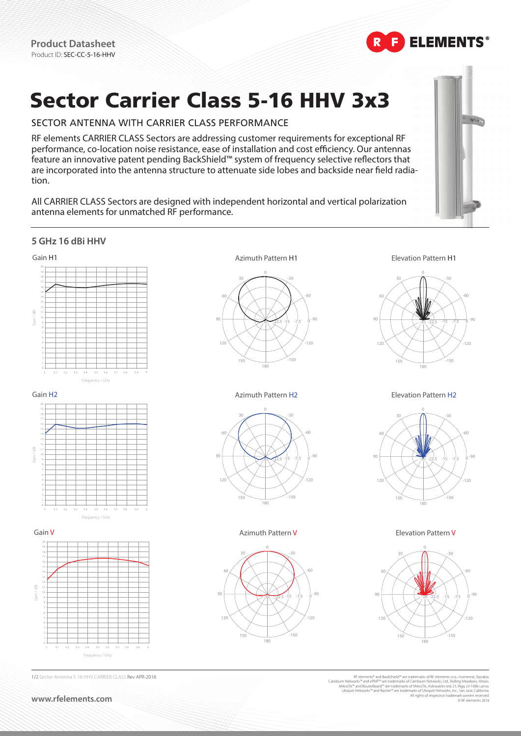**Product Datasheet**
Product ID: SEC-CC-5-16-HHV

# Sector Carrier Class 5-16 HHV 3x3

## SECTOR ANTENNA WITH CARRIER CLASS PERFORMANCE

RF elements CARRIER CLASS Sectors are addressing customer requirements for exceptional RF performance, co-location noise resistance, ease of installation and cost efficiency. Our antennas feature an innovative patent pending BackShield™ system of frequency selective reflectors that are incorporated into the antenna structure to attenuate side lobes and backside near field radiation.

All CARRIER CLASS Sectors are designed with independent horizontal and vertical polarization antenna elements for unmatched RF performance.

### 5 GHz 16 dBi HHV

Gain H1

Azimuth Pattern H1

Elevation Pattern H1

Gain H2

Azimuth Pattern H2

Elevation Pattern H2

Gain V

Azimuth Pattern V

Elevation Pattern V

Sector Antenna 5-16 HHV CARRIER CLASS Rev APR-2016

RF elements® and BackShield™ are trademarks of RF elements s.r.o., Humenne, Slovakia.
Cambium Networks™ and ePMP™ are trademarks of Cambium Networks, Ltd., Rolling Meadows, Illinois.
MikroTik™ and RouterBoard™ are trademarks of MikroTik, Aizkraukles iela 23, Riga, LV-1006 Latvia.
Ubiquiti Networks™ and Rocket™ are trademarks of Ubiquiti Networks, Inc., San Jose, California.
All rights of respective trademark owners reserved.
© RF elements 2016

www.rfelements.com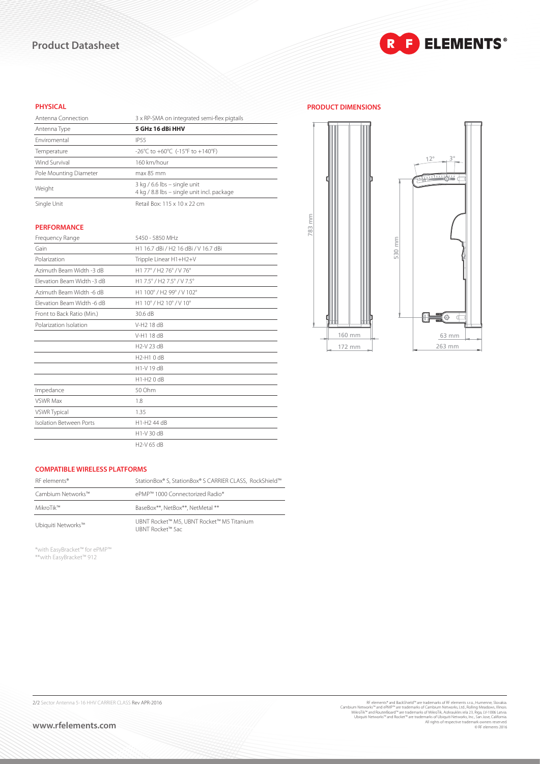# Product Datasheet

## PHYSICAL

| | |
|---|---|
| Antenna Connection | 3 x RP-SMA on integrated semi-flex pigtails |
| Antenna Type | **5 GHz 16 dBi HHV** |
| Enviromental | IP55 |
| Temperature | -26°C to +60°C (-15°F to +140°F) |
| Wind Survival | 160 km/hour |
| Pole Mounting Diameter | max 85 mm |
| Weight | 3 kg / 6.6 lbs – single unit<br>4 kg / 8.8 lbs – single unit incl. package |
| Single Unit | Retail Box: 115 x 10 x 22 cm |

## PERFORMANCE

| | |
|---|---|
| Frequency Range | 5450 - 5850 MHz |
| Gain | H1 16.7 dBi / H2 16 dBi / V 16.7 dBi |
| Polarization | Tripple Linear H1+H2+V |
| Azimuth Beam Width -3 dB | H1 77° / H2 76° / V 76° |
| Elevation Beam Width -3 dB | H1 7.5° / H2 7.5° / V 7.5° |
| Azimuth Beam Width -6 dB | H1 100° / H2 99° / V 102° |
| Elevation Beam Width -6 dB | H1 10° / H2 10° / V 10° |
| Front to Back Ratio (Min.) | 30.6 dB |
| Polarization Isolation | V-H2 18 dB |
| | V-H1 18 dB |
| | H2-V 23 dB |
| | H2-H1 0 dB |
| | H1-V 19 dB |
| | H1-H2 0 dB |
| Impedance | 50 Ohm |
| VSWR Max | 1.8 |
| VSWR Typical | 1.35 |
| Isolation Between Ports | H1-H2 44 dB |
| | H1-V 30 dB |
| | H2-V 65 dB |

## PRODUCT DIMENSIONS

783 mm
160 mm
172 mm
12°
3°
530 mm
63 mm
263 mm

## COMPATIBLE WIRELESS PLATFORMS

| | |
|---|---|
| RF elements® | StationBox® S, StationBox® S CARRIER CLASS, RockShield™ |
| Cambium Networks™ | ePMP™ 1000 Connectorized Radio* |
| MikroTik™ | BaseBox**, NetBox**, NetMetal ** |
| Ubiquiti Networks™ | UBNT Rocket™ M5, UBNT Rocket™ M5 Titanium<br>UBNT Rocket™ 5ac |

*with EasyBracket™ for ePMP™
**with EasyBracket™ 912

Sector Antenna 5-16 HHV CARRIER CLASS Rev APR-2016

RF elements® and BackShield™ are trademarks of RF elements s.r.o., Humenne, Slovakia.
Cambium Networks™ and ePMP™ are trademarks of Cambium Networks, Ltd., Rolling Meadows, Illinois.
MikroTik™ and RouterBoard™ are trademarks of MikroTik, Aizkraukles iela 23, Riga, LV-1006 Latvia.
Ubiquiti Networks™ and Rocket™ are trademarks of Ubiquiti Networks, Inc., San Jose, California.
All rights of respective trademark owners reserved.
© RF elements 2016

www.rfelements.com